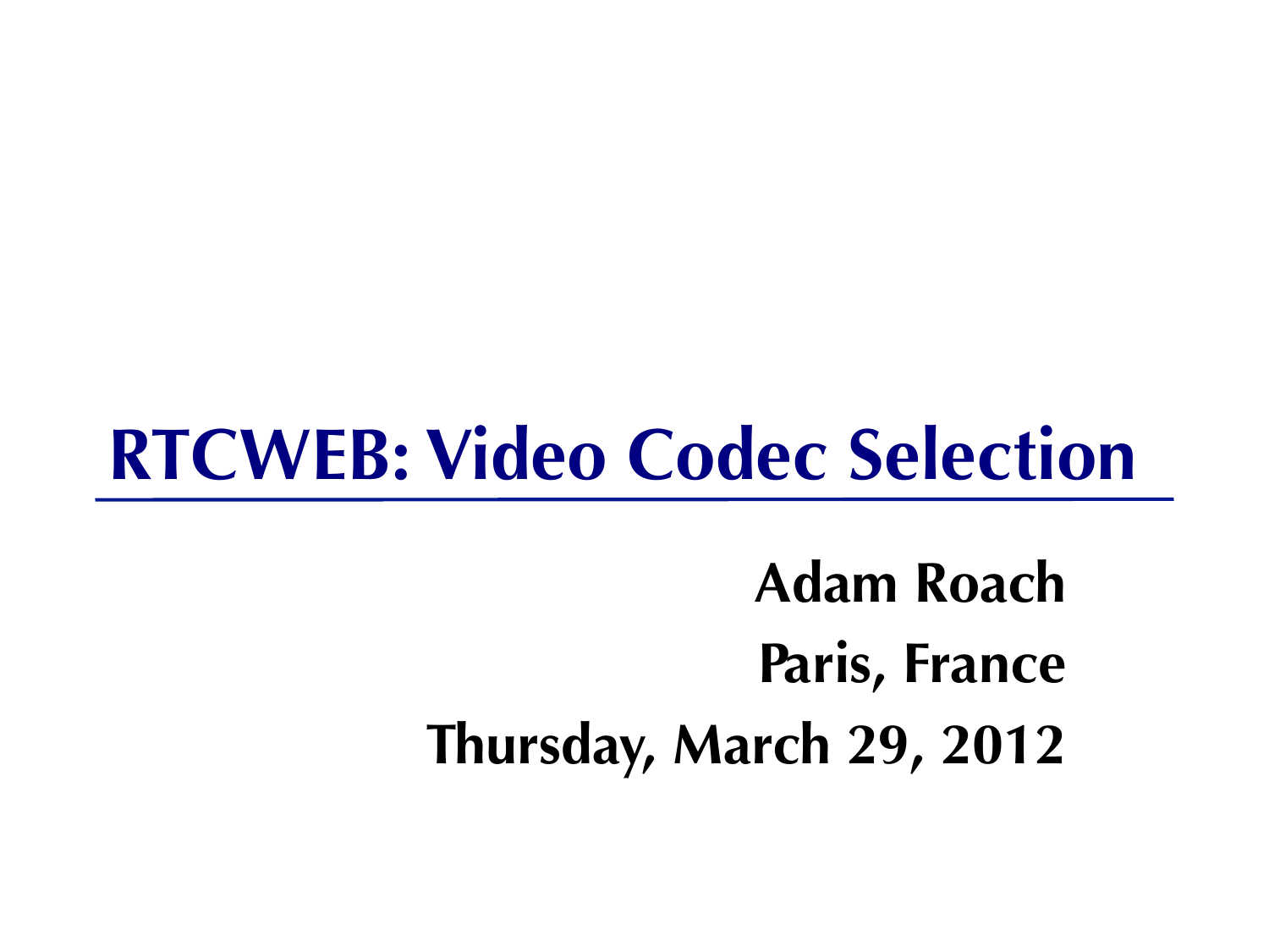# RTCWEB: Video Codec Selection

**Adam Roach**

**Paris, France**

**Thursday, March 29, 2012**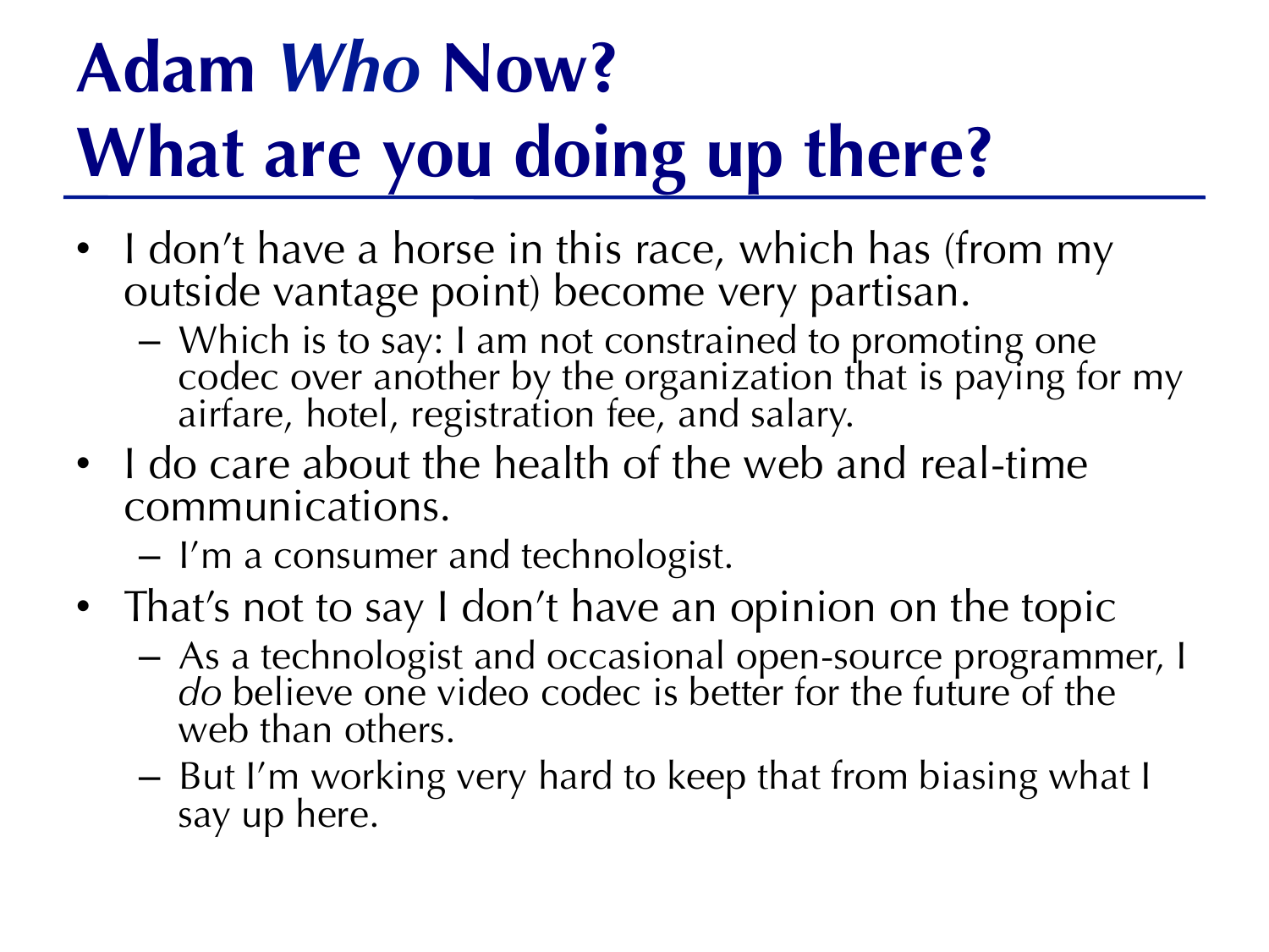# Adam *Who* Now? What are you doing up there?

- I don't have a horse in this race, which has (from my outside vantage point) become very partisan.
  - Which is to say: I am not constrained to promoting one codec over another by the organization that is paying for my airfare, hotel, registration fee, and salary.
- I do care about the health of the web and real-time communications.
  - I'm a consumer and technologist.
- That's not to say I don't have an opinion on the topic
  - As a technologist and occasional open-source programmer, I *do* believe one video codec is better for the future of the web than others.
  - But I'm working very hard to keep that from biasing what I say up here.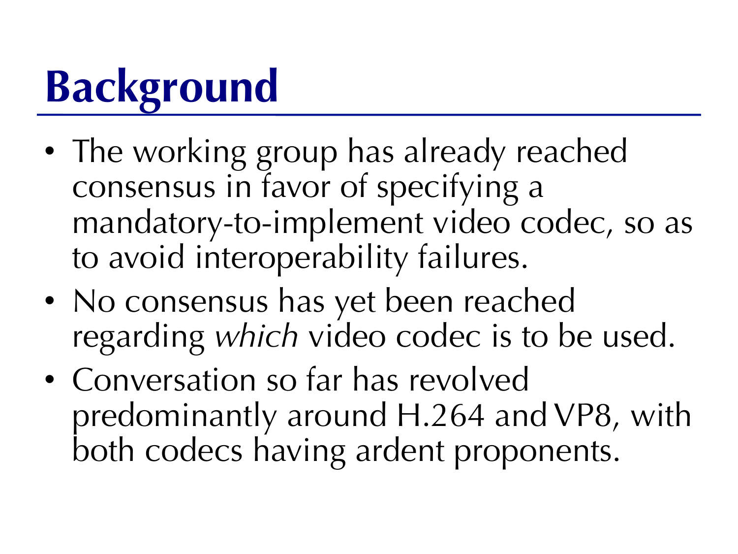# Background

- The working group has already reached consensus in favor of specifying a mandatory-to-implement video codec, so as to avoid interoperability failures.
- No consensus has yet been reached regarding *which* video codec is to be used.
- Conversation so far has revolved predominantly around H.264 and VP8, with both codecs having ardent proponents.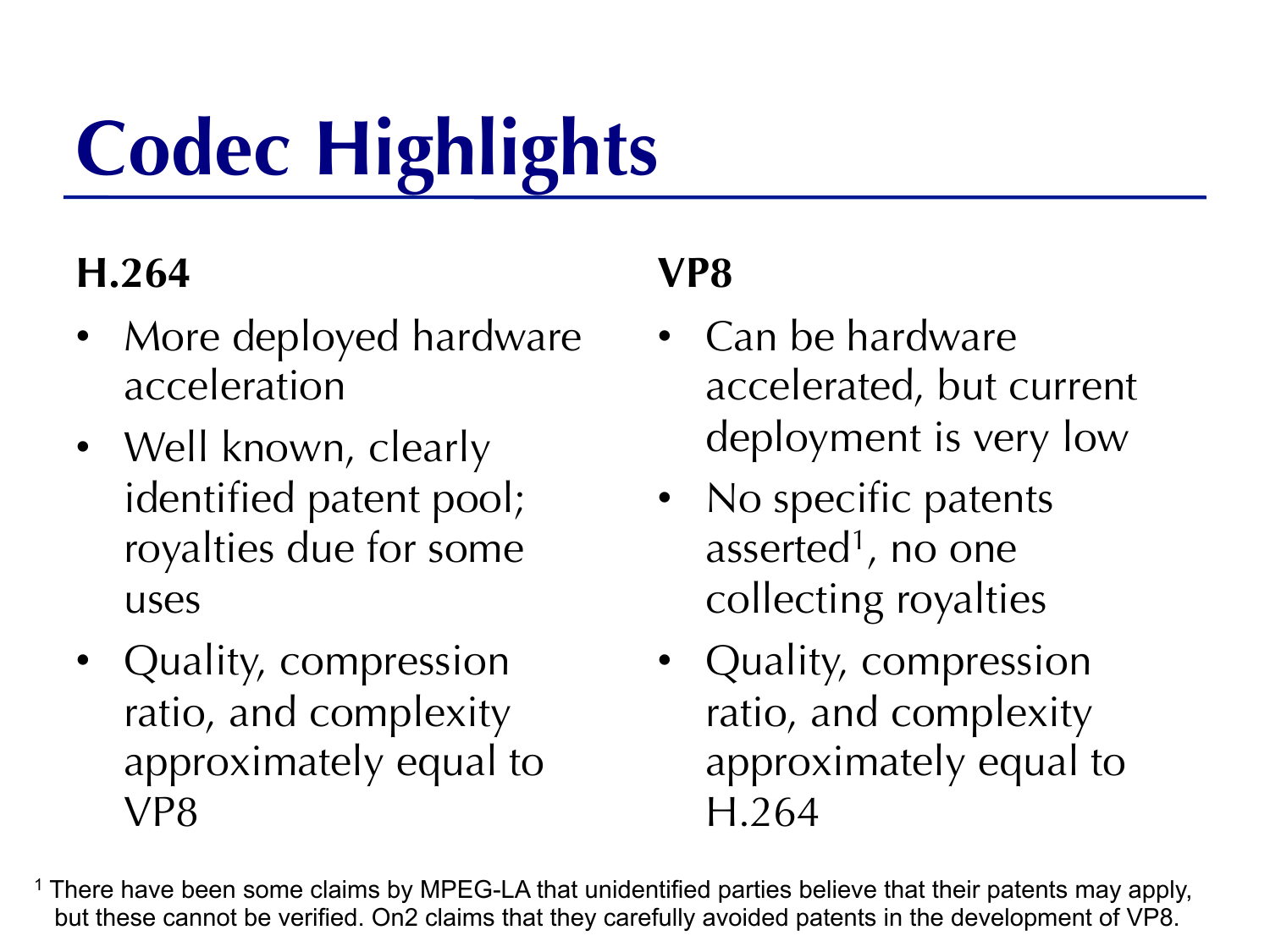# Codec Highlights

### H.264

- More deployed hardware acceleration
- Well known, clearly identified patent pool; royalties due for some uses
- Quality, compression ratio, and complexity approximately equal to VP8

### VP8

- Can be hardware accelerated, but current deployment is very low
- No specific patents asserted[1], no one collecting royalties
- Quality, compression ratio, and complexity approximately equal to H.264

[1] There have been some claims by MPEG-LA that unidentified parties believe that their patents may apply, but these cannot be verified. On2 claims that they carefully avoided patents in the development of VP8.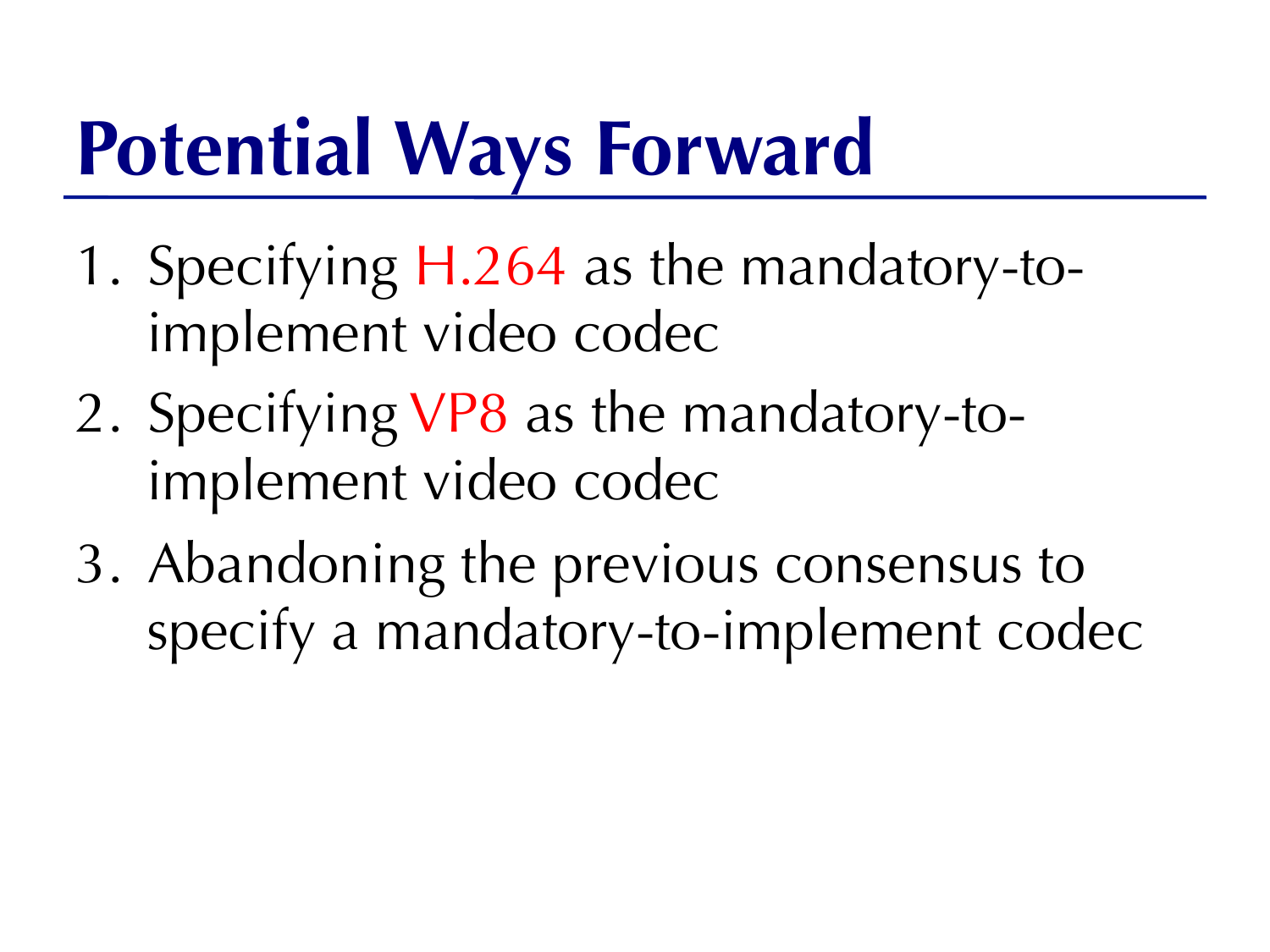# Potential Ways Forward

1. Specifying H.264 as the mandatory-to-implement video codec
2. Specifying VP8 as the mandatory-to-implement video codec
3. Abandoning the previous consensus to specify a mandatory-to-implement codec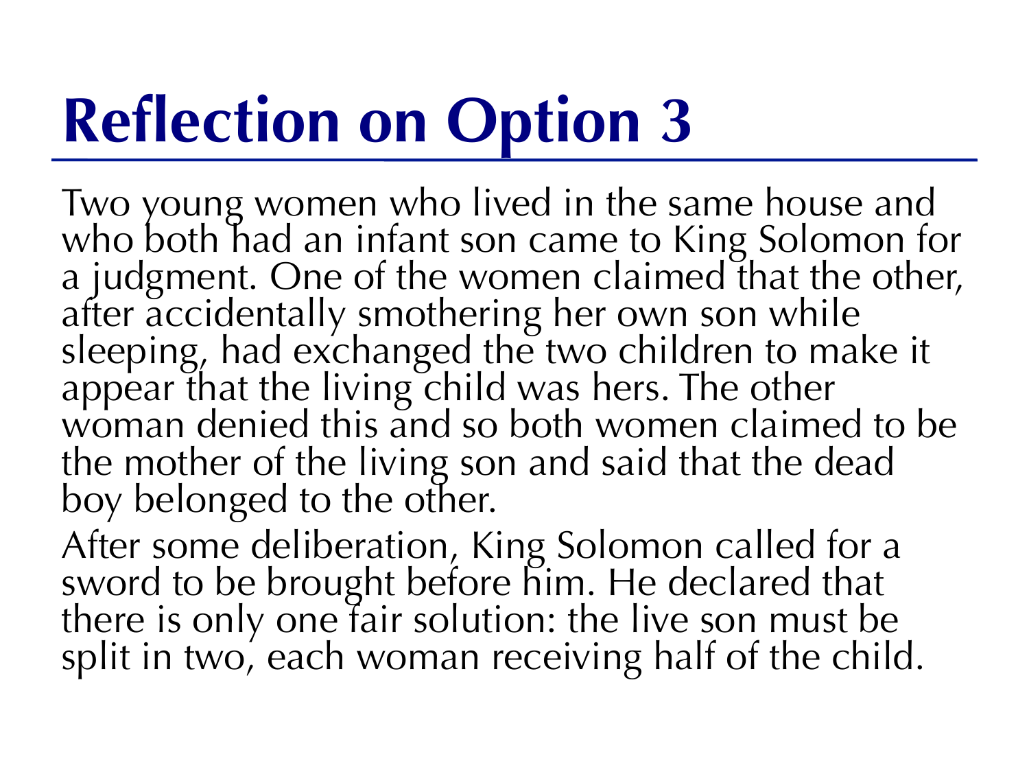# Reflection on Option 3

Two young women who lived in the same house and who both had an infant son came to King Solomon for a judgment. One of the women claimed that the other, after accidentally smothering her own son while sleeping, had exchanged the two children to make it appear that the living child was hers. The other woman denied this and so both women claimed to be the mother of the living son and said that the dead boy belonged to the other.

After some deliberation, King Solomon called for a sword to be brought before him. He declared that there is only one fair solution: the live son must be split in two, each woman receiving half of the child.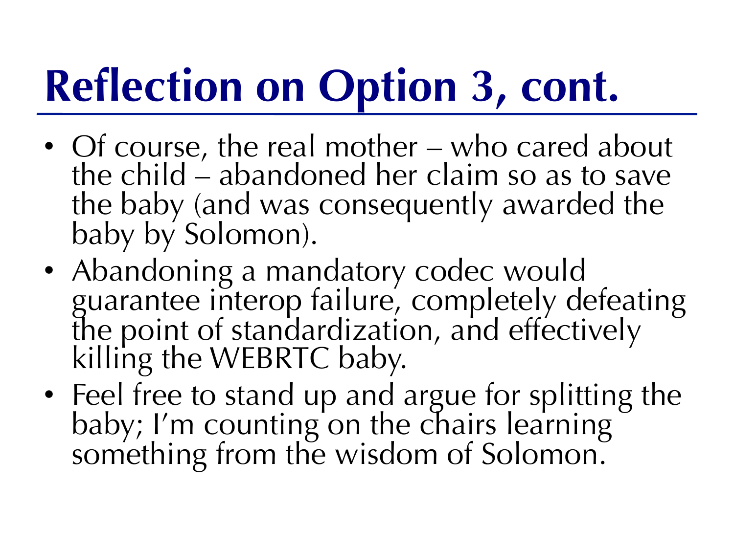# Reflection on Option 3, cont.

- Of course, the real mother – who cared about the child – abandoned her claim so as to save the baby (and was consequently awarded the baby by Solomon).
- Abandoning a mandatory codec would guarantee interop failure, completely defeating the point of standardization, and effectively killing the WEBRTC baby.
- Feel free to stand up and argue for splitting the baby; I'm counting on the chairs learning something from the wisdom of Solomon.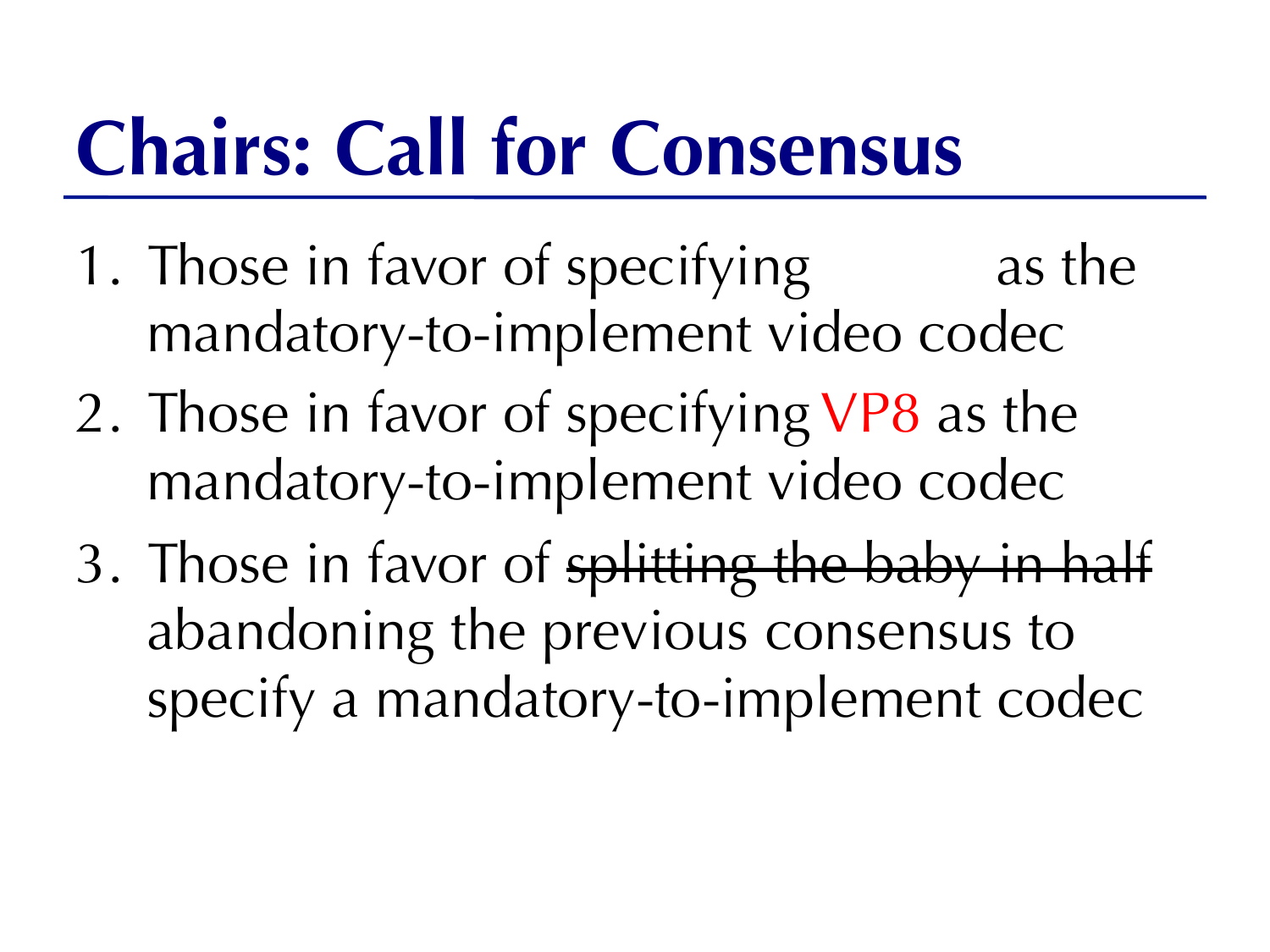# Chairs: Call for Consensus

1. Those in favor of specifying as the mandatory-to-implement video codec
2. Those in favor of specifying VP8 as the mandatory-to-implement video codec
3. Those in favor of ~~splitting the baby in half~~ abandoning the previous consensus to specify a mandatory-to-implement codec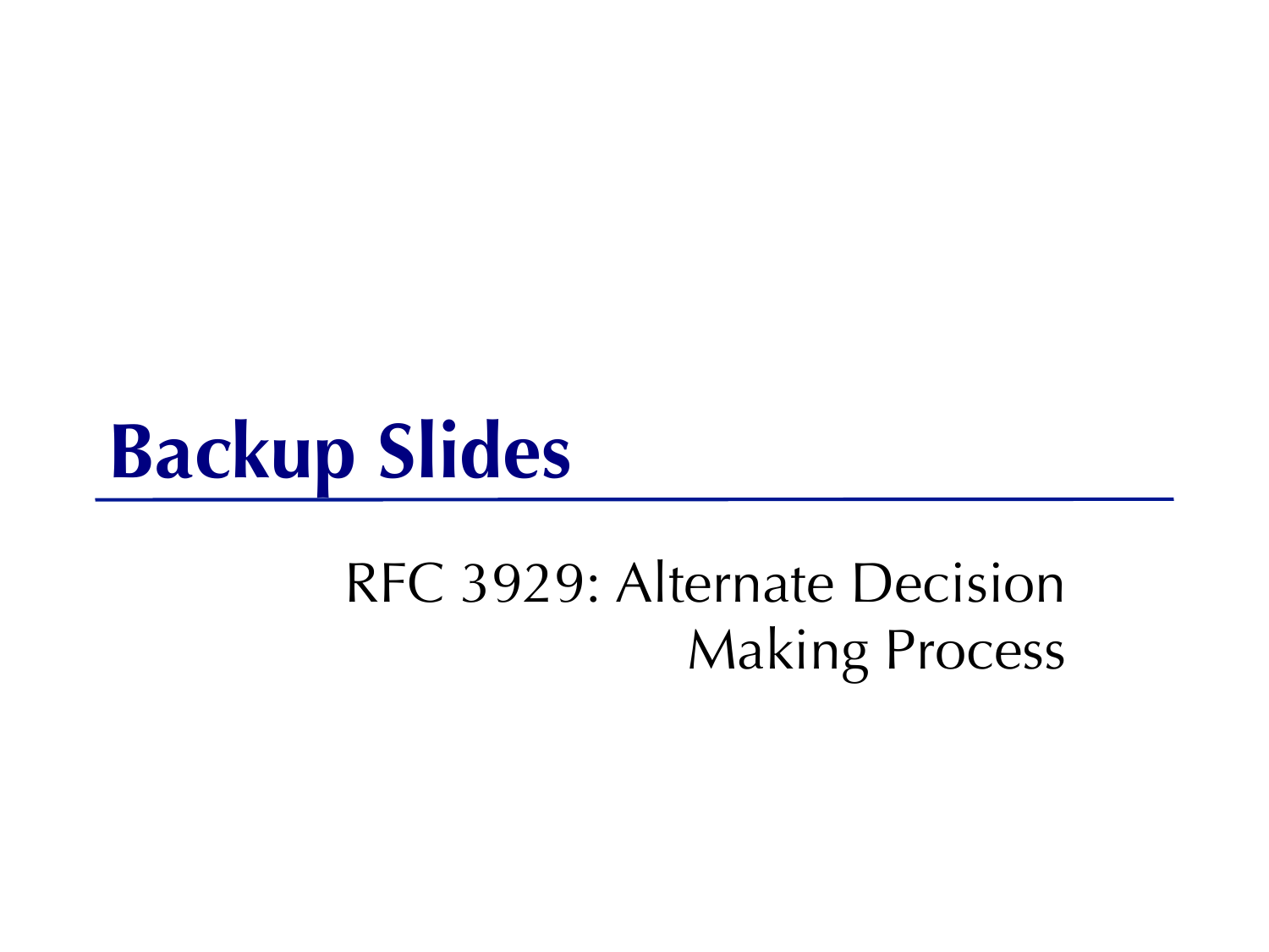# Backup Slides

RFC 3929: Alternate Decision Making Process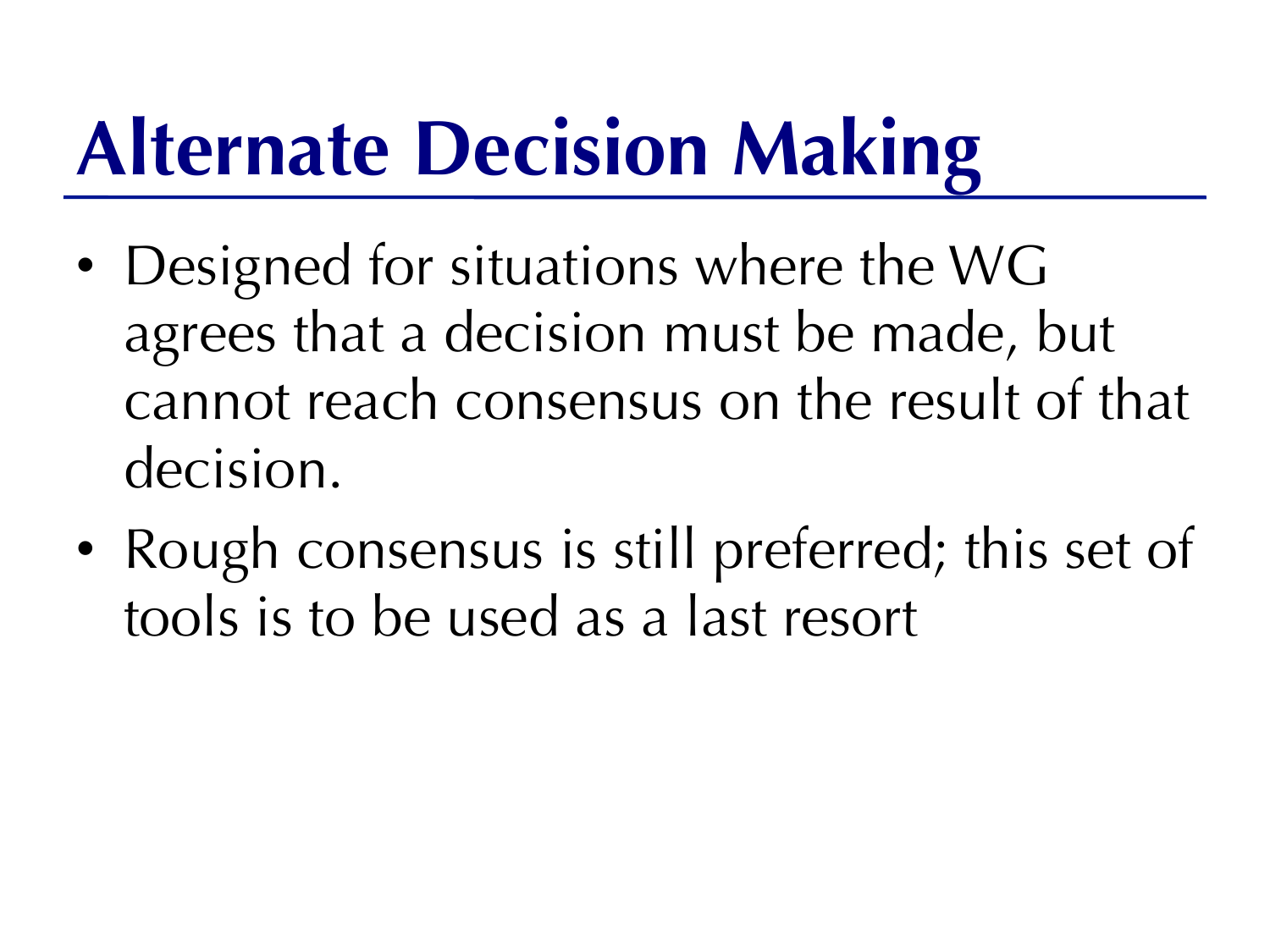# Alternate Decision Making

- Designed for situations where the WG agrees that a decision must be made, but cannot reach consensus on the result of that decision.
- Rough consensus is still preferred; this set of tools is to be used as a last resort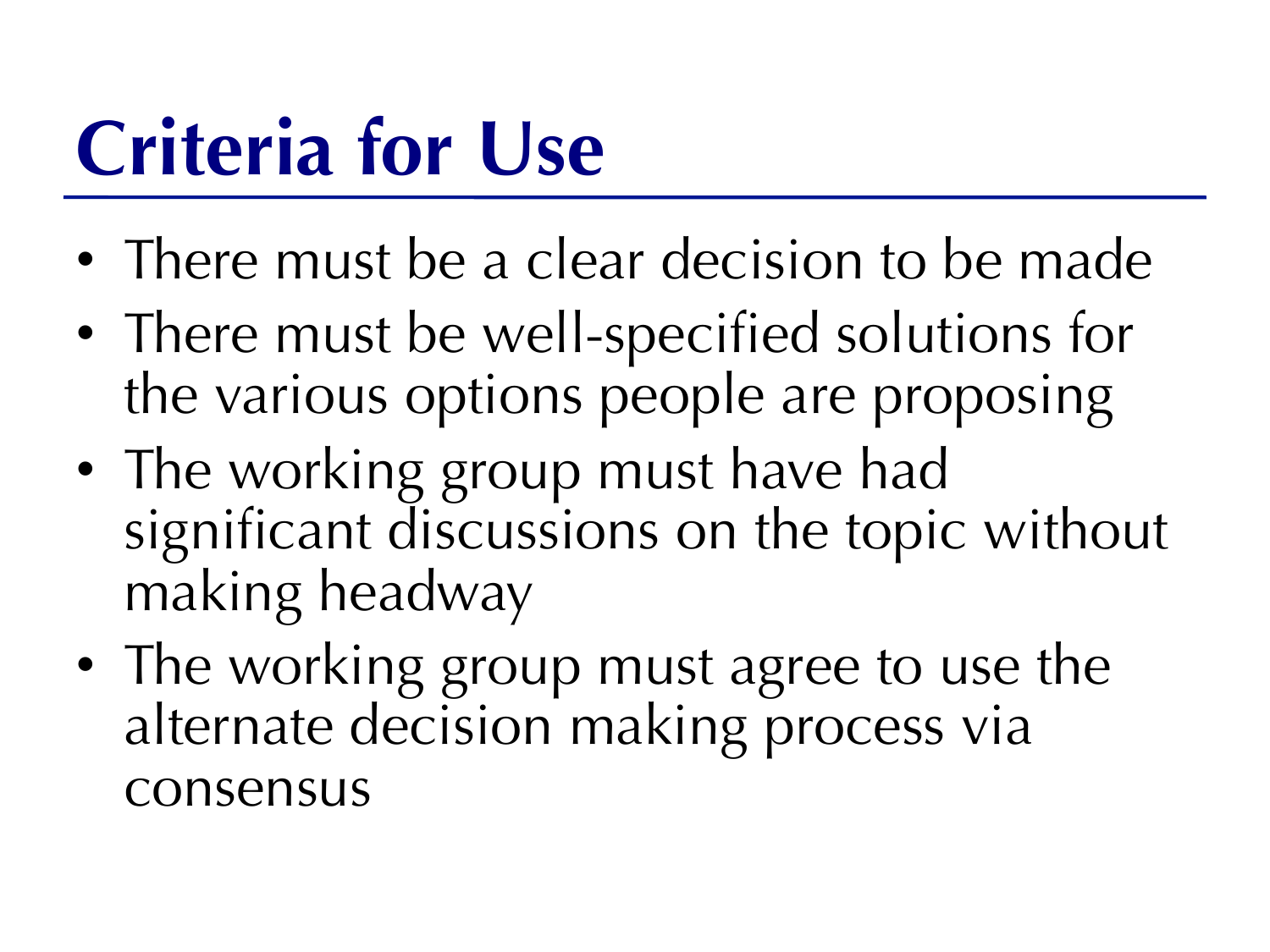# Criteria for Use

- There must be a clear decision to be made
- There must be well-specified solutions for the various options people are proposing
- The working group must have had significant discussions on the topic without making headway
- The working group must agree to use the alternate decision making process via consensus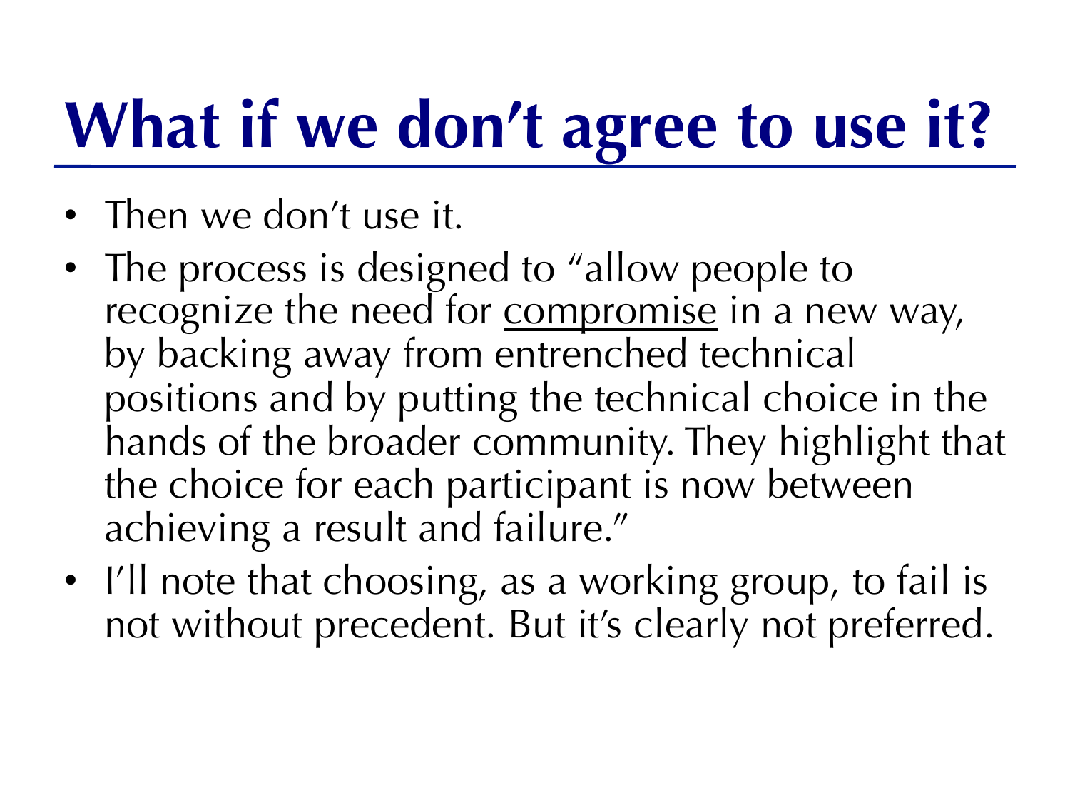# What if we don’t agree to use it?

- Then we don’t use it.
- The process is designed to “allow people to recognize the need for <u>compromise</u> in a new way, by backing away from entrenched technical positions and by putting the technical choice in the hands of the broader community. They highlight that the choice for each participant is now between achieving a result and failure.”
- I’ll note that choosing, as a working group, to fail is not without precedent. But it’s clearly not preferred.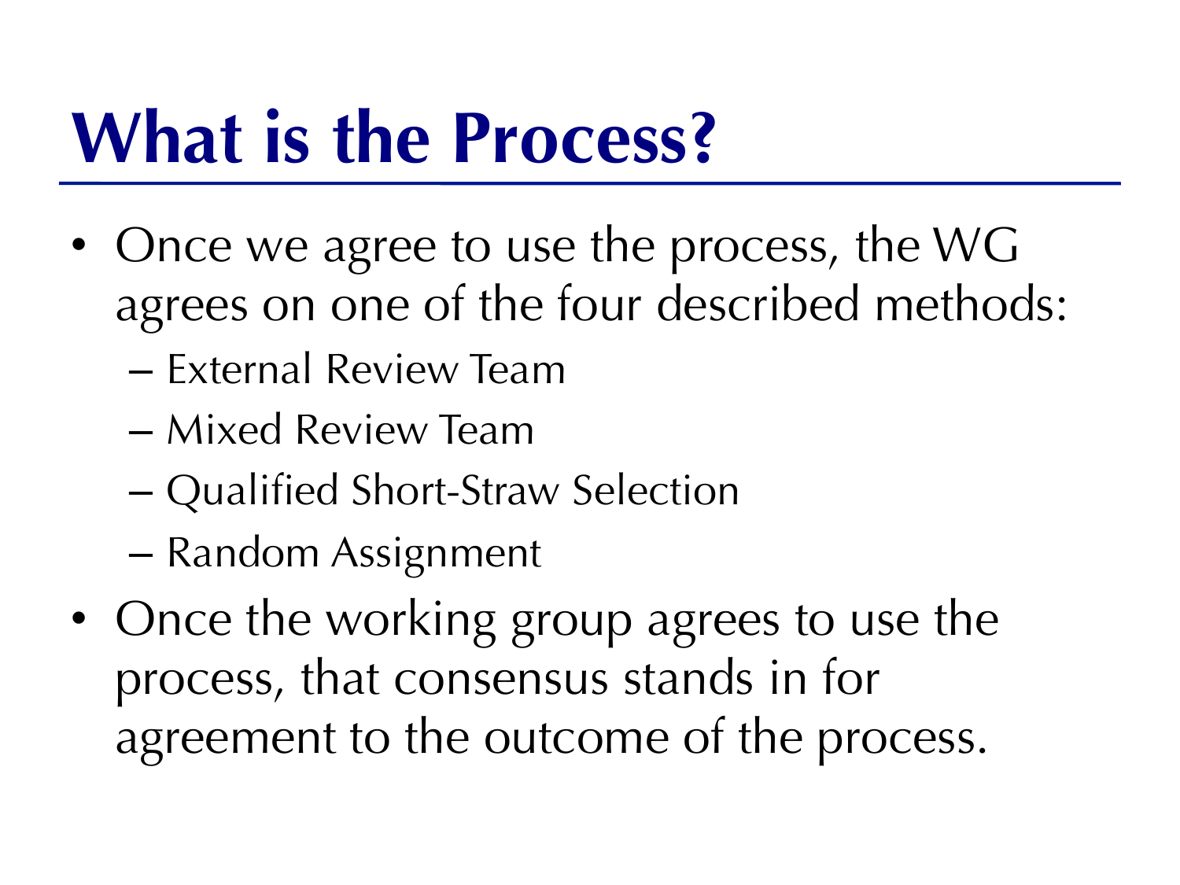# What is the Process?

- Once we agree to use the process, the WG agrees on one of the four described methods:
  - External Review Team
  - Mixed Review Team
  - Qualified Short-Straw Selection
  - Random Assignment
- Once the working group agrees to use the process, that consensus stands in for agreement to the outcome of the process.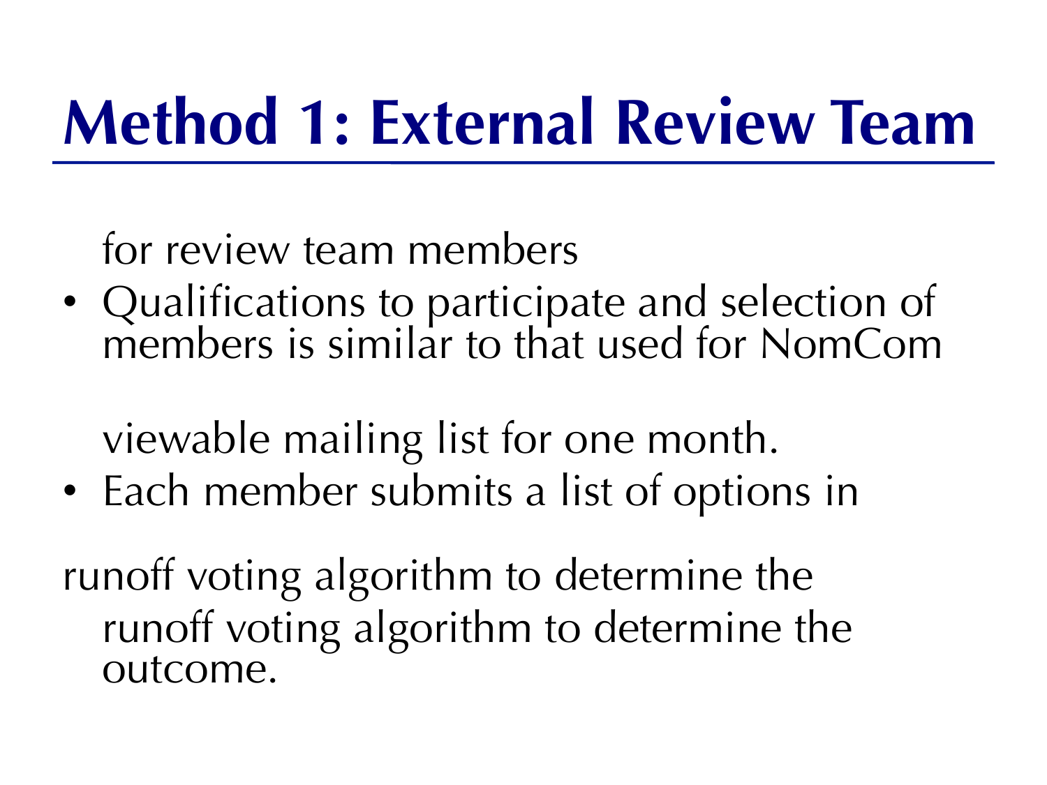# Method 1: External Review Team

for review team members

- Qualifications to participate and selection of members is similar to that used for NomCom

viewable mailing list for one month.

- Each member submits a list of options in

runoff voting algorithm to determine the
runoff voting algorithm to determine the outcome.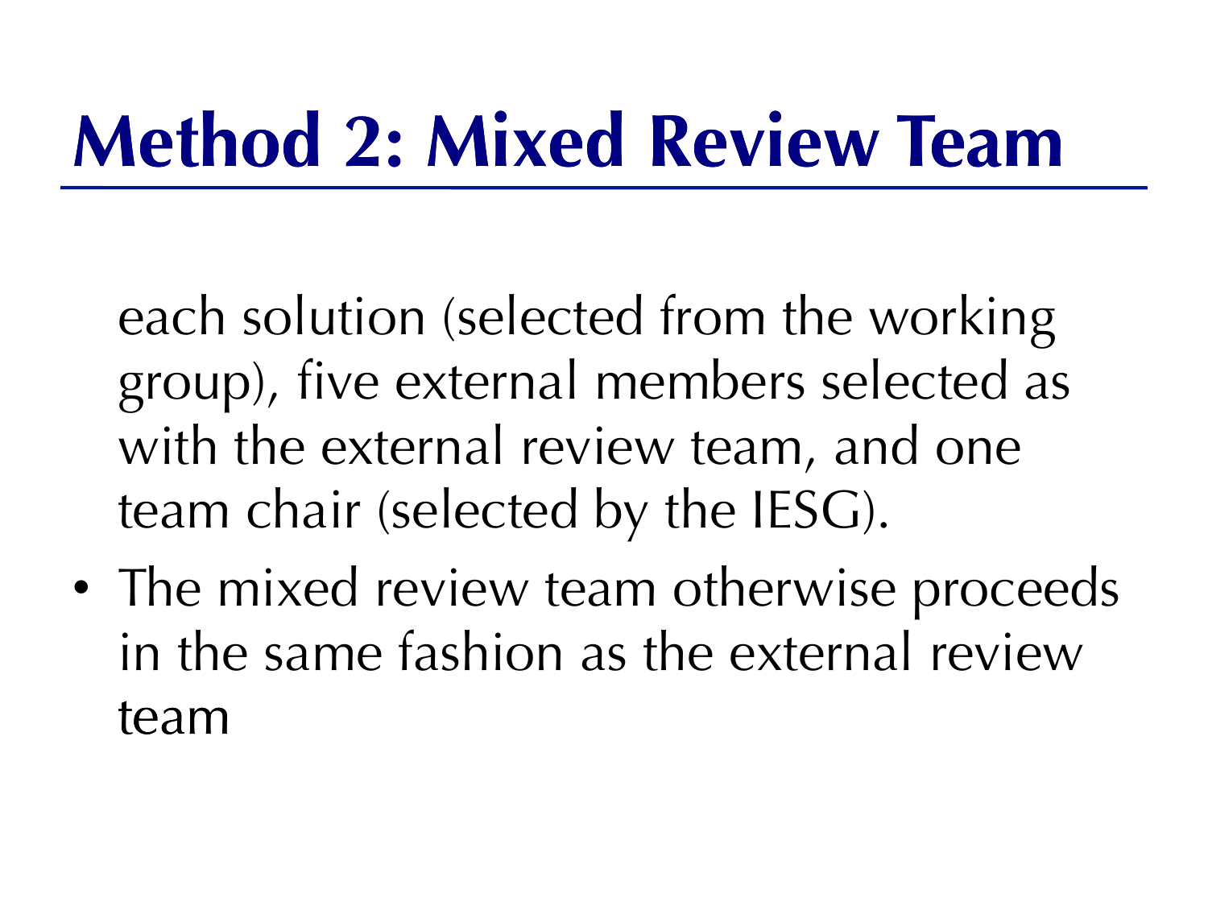# Method 2: Mixed Review Team

each solution (selected from the working group), five external members selected as with the external review team, and one team chair (selected by the IESG).

- The mixed review team otherwise proceeds in the same fashion as the external review team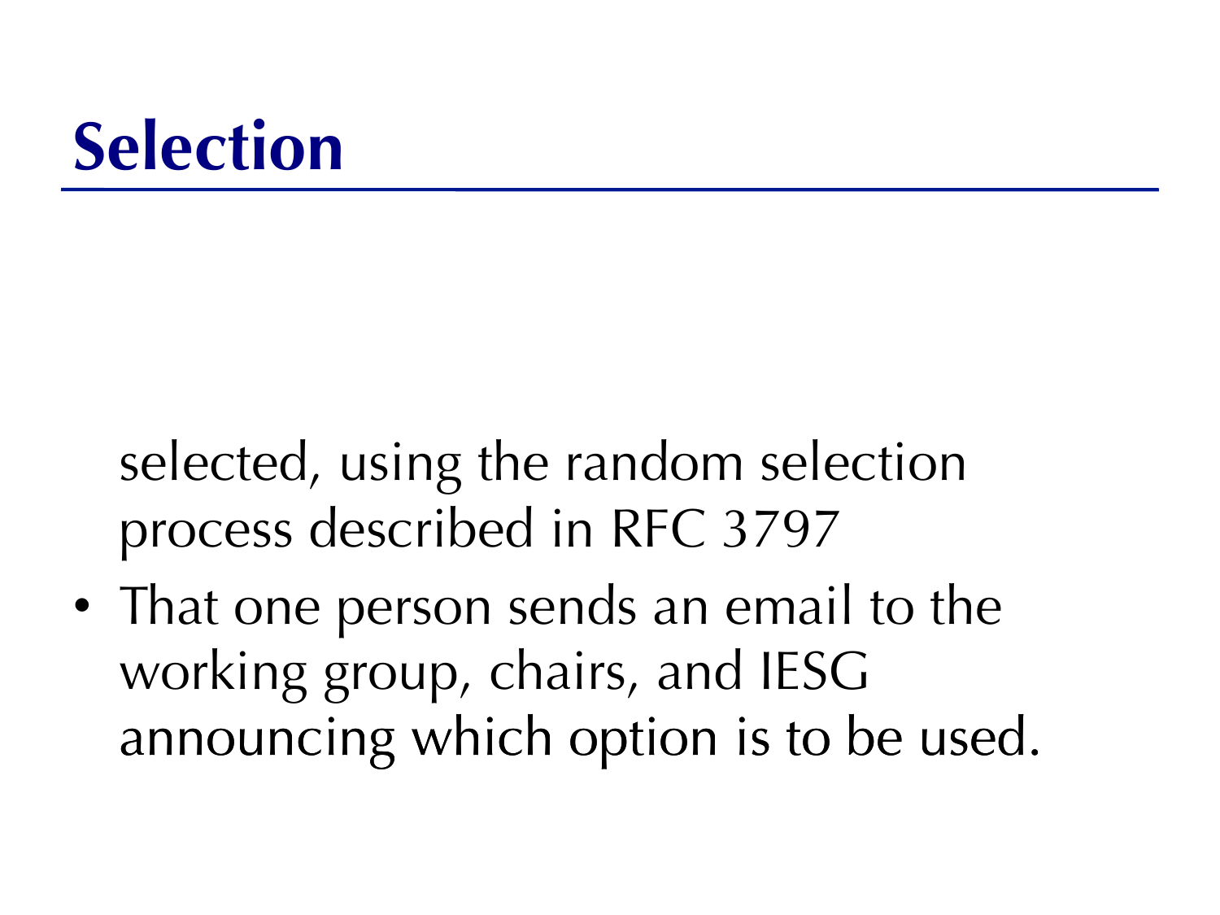# Selection

selected, using the random selection process described in RFC 3797

- That one person sends an email to the working group, chairs, and IESG announcing which option is to be used.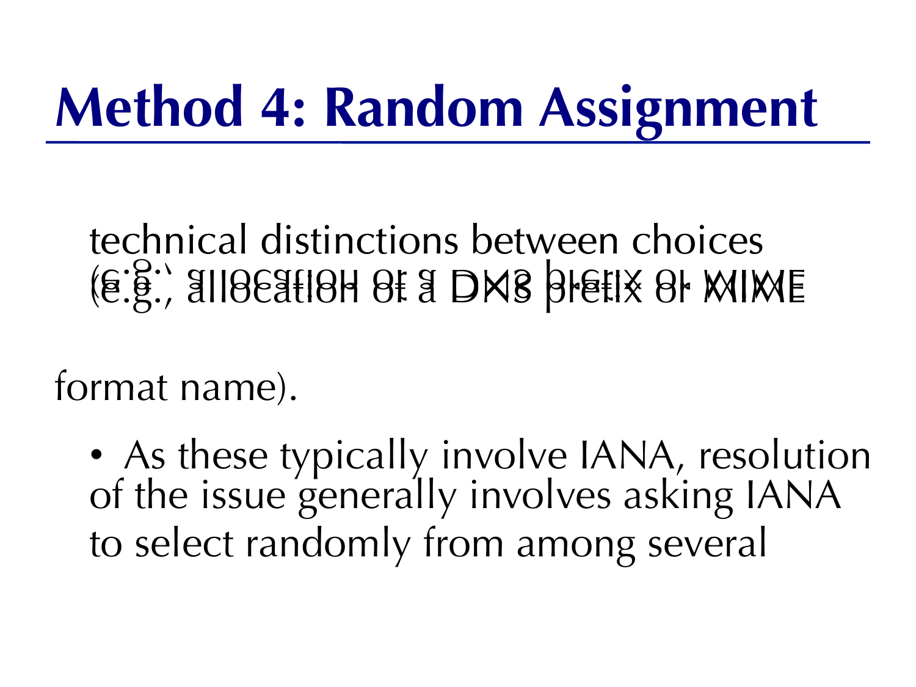# Method 4: Random Assignment

technical distinctions between choices (e.g., allocation of a DNS prefix or MIME

format name).

- As these typically involve IANA, resolution of the issue generally involves asking IANA to select randomly from among several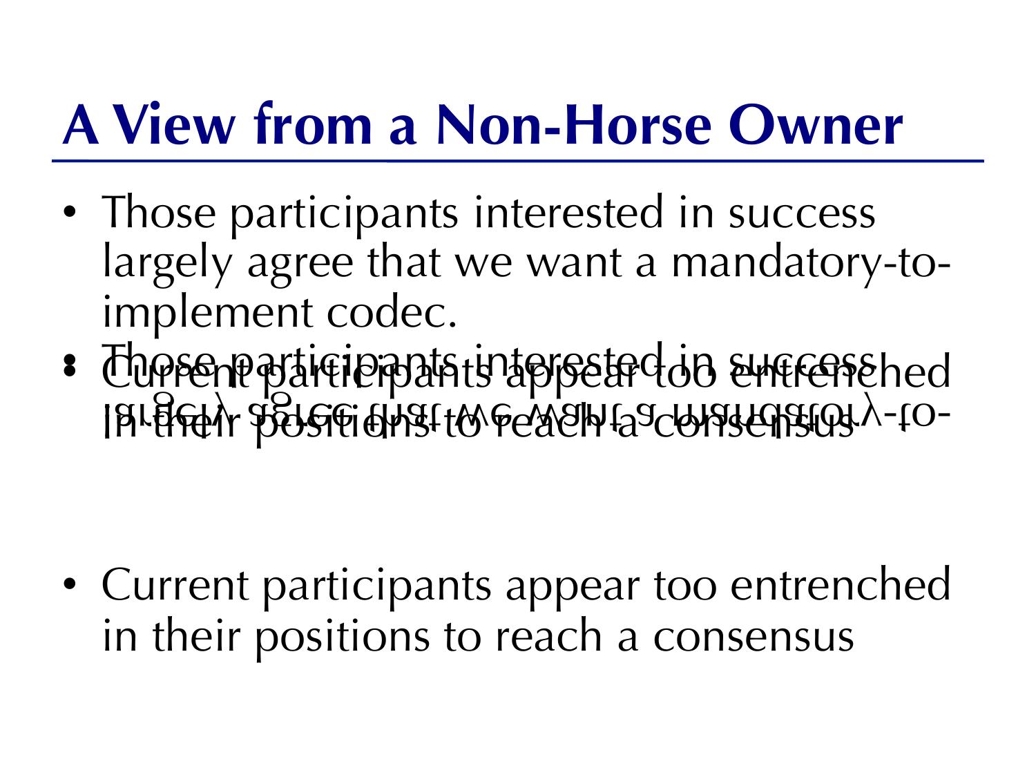# A View from a Non-Horse Owner

- Those participants interested in success largely agree that we want a mandatory-to-implement codec.
- Current participants appear too entrenched in their positions to reach a consensus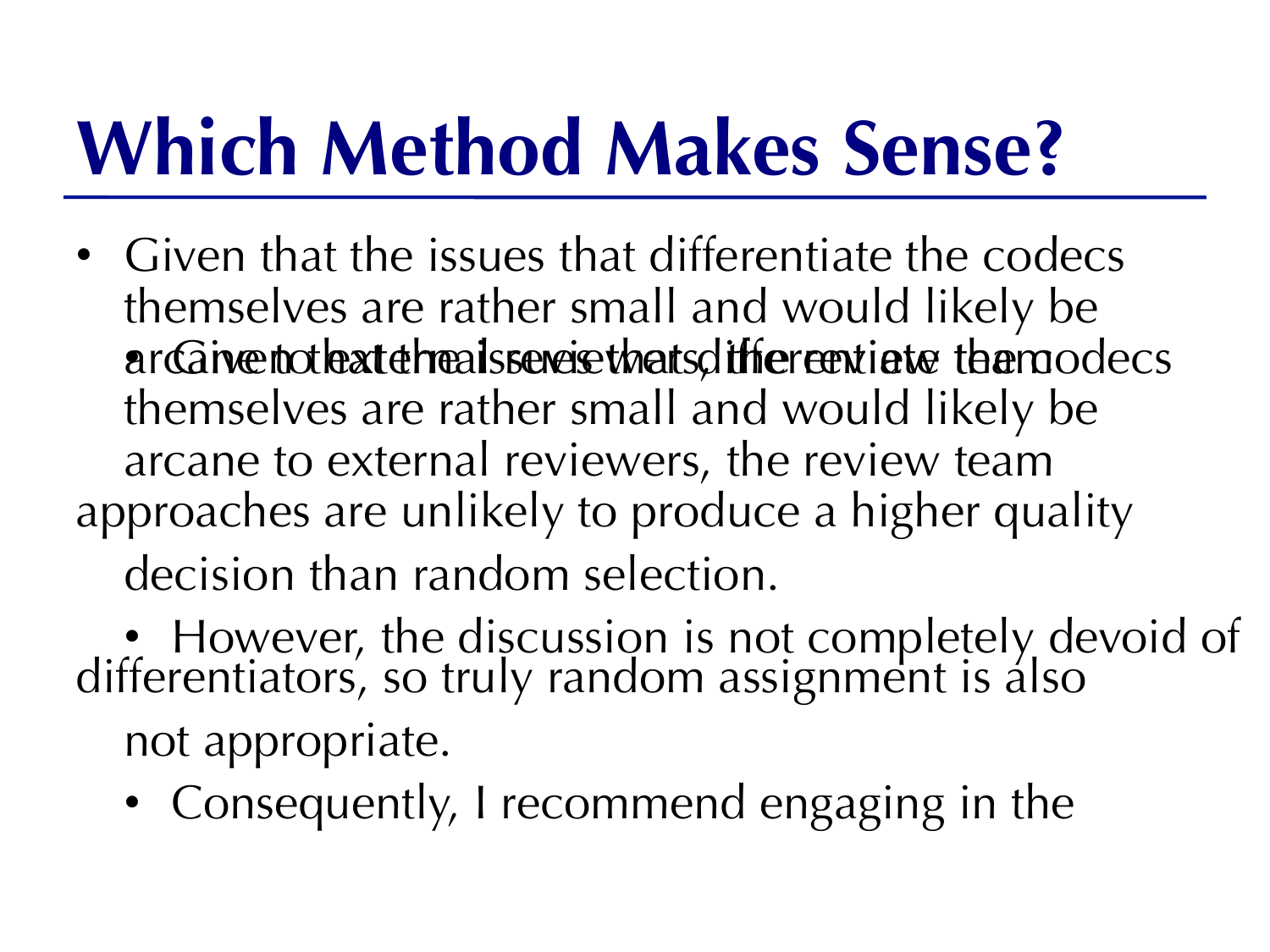# Which Method Makes Sense?

- Given that the issues that differentiate the codecs themselves are rather small and would likely be arcane to external reviewers, the review team
- Given that the issues that differentiate the codecs themselves are rather small and would likely be arcane to external reviewers, the review team approaches are unlikely to produce a higher quality decision than random selection.
- However, the discussion is not completely devoid of differentiators, so truly random assignment is also not appropriate.
- Consequently, I recommend engaging in the